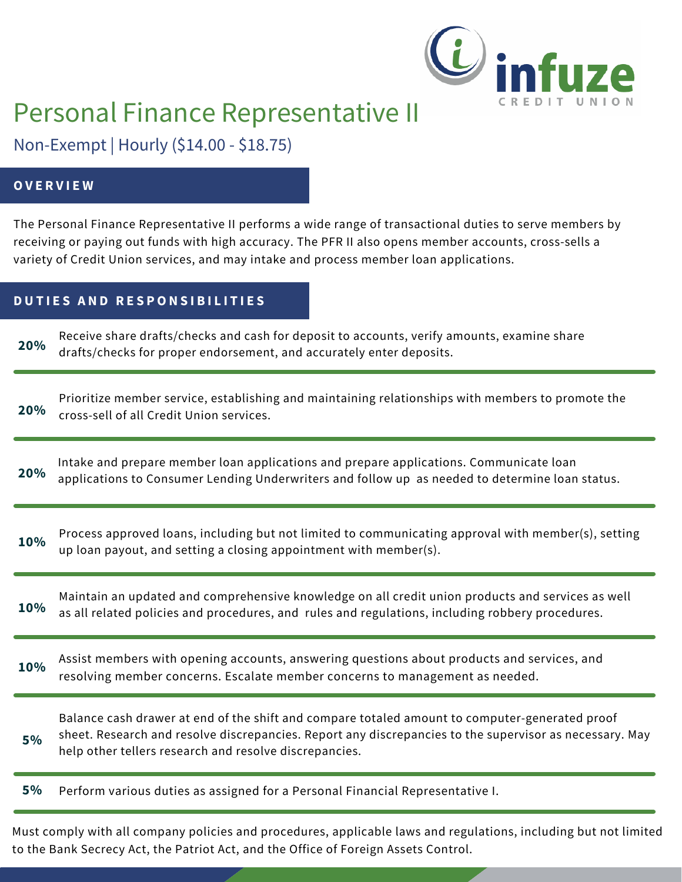infuze CREDIT UNION

# Personal Finance Representative II

Non-Exempt | Hourly ($14.00 - $18.75)

## OVERVIEW

The Personal Finance Representative II performs a wide range of transactional duties to serve members by receiving or paying out funds with high accuracy. The PFR II also opens member accounts, cross-sells a variety of Credit Union services, and may intake and process member loan applications.

## DUTIES AND RESPONSIBILITIES

| | |
|---|---|
| **20%** | Receive share drafts/checks and cash for deposit to accounts, verify amounts, examine share drafts/checks for proper endorsement, and accurately enter deposits. |
| **20%** | Prioritize member service, establishing and maintaining relationships with members to promote the cross-sell of all Credit Union services. |
| **20%** | Intake and prepare member loan applications and prepare applications. Communicate loan applications to Consumer Lending Underwriters and follow up as needed to determine loan status. |
| **10%** | Process approved loans, including but not limited to communicating approval with member(s), setting up loan payout, and setting a closing appointment with member(s). |
| **10%** | Maintain an updated and comprehensive knowledge on all credit union products and services as well as all related policies and procedures, and rules and regulations, including robbery procedures. |
| **10%** | Assist members with opening accounts, answering questions about products and services, and resolving member concerns. Escalate member concerns to management as needed. |
| **5%** | Balance cash drawer at end of the shift and compare totaled amount to computer-generated proof sheet. Research and resolve discrepancies. Report any discrepancies to the supervisor as necessary. May help other tellers research and resolve discrepancies. |
| **5%** | Perform various duties as assigned for a Personal Financial Representative I. |

Must comply with all company policies and procedures, applicable laws and regulations, including but not limited to the Bank Secrecy Act, the Patriot Act, and the Office of Foreign Assets Control.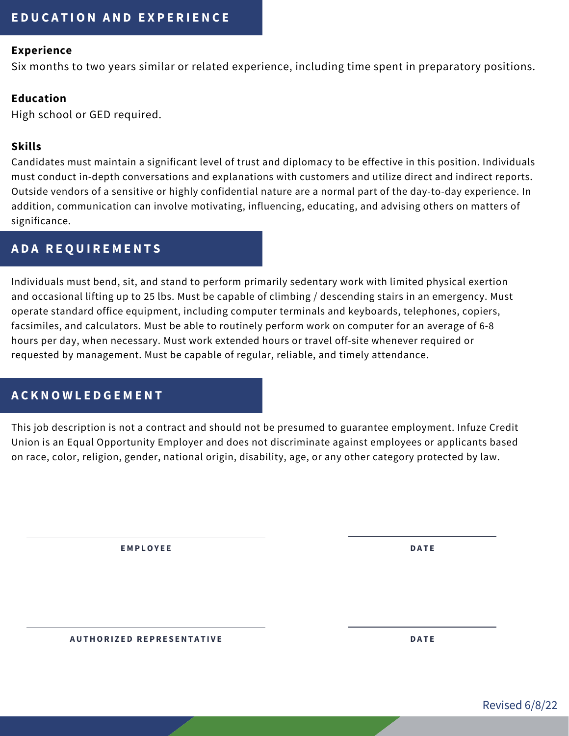## EDUCATION AND EXPERIENCE

**Experience**
Six months to two years similar or related experience, including time spent in preparatory positions.

**Education**
High school or GED required.

**Skills**
Candidates must maintain a significant level of trust and diplomacy to be effective in this position. Individuals must conduct in-depth conversations and explanations with customers and utilize direct and indirect reports. Outside vendors of a sensitive or highly confidential nature are a normal part of the day-to-day experience. In addition, communication can involve motivating, influencing, educating, and advising others on matters of significance.

## ADA REQUIREMENTS

Individuals must bend, sit, and stand to perform primarily sedentary work with limited physical exertion and occasional lifting up to 25 lbs. Must be capable of climbing / descending stairs in an emergency. Must operate standard office equipment, including computer terminals and keyboards, telephones, copiers, facsimiles, and calculators. Must be able to routinely perform work on computer for an average of 6-8 hours per day, when necessary. Must work extended hours or travel off-site whenever required or requested by management. Must be capable of regular, reliable, and timely attendance.

## ACKNOWLEDGEMENT

This job description is not a contract and should not be presumed to guarantee employment. Infuze Credit Union is an Equal Opportunity Employer and does not discriminate against employees or applicants based on race, color, religion, gender, national origin, disability, age, or any other category protected by law.

\_\_\_\_\_\_\_\_\_\_\_\_\_\_\_\_\_\_\_\_\_\_\_\_\_\_\_\_ \_\_\_\_\_\_\_\_\_\_\_\_\_\_\_\_\_\_

EMPLOYEE DATE

\_\_\_\_\_\_\_\_\_\_\_\_\_\_\_\_\_\_\_\_\_\_\_\_\_\_\_\_ \_\_\_\_\_\_\_\_\_\_\_\_\_\_\_\_\_\_

AUTHORIZED REPRESENTATIVE DATE

Revised 6/8/22